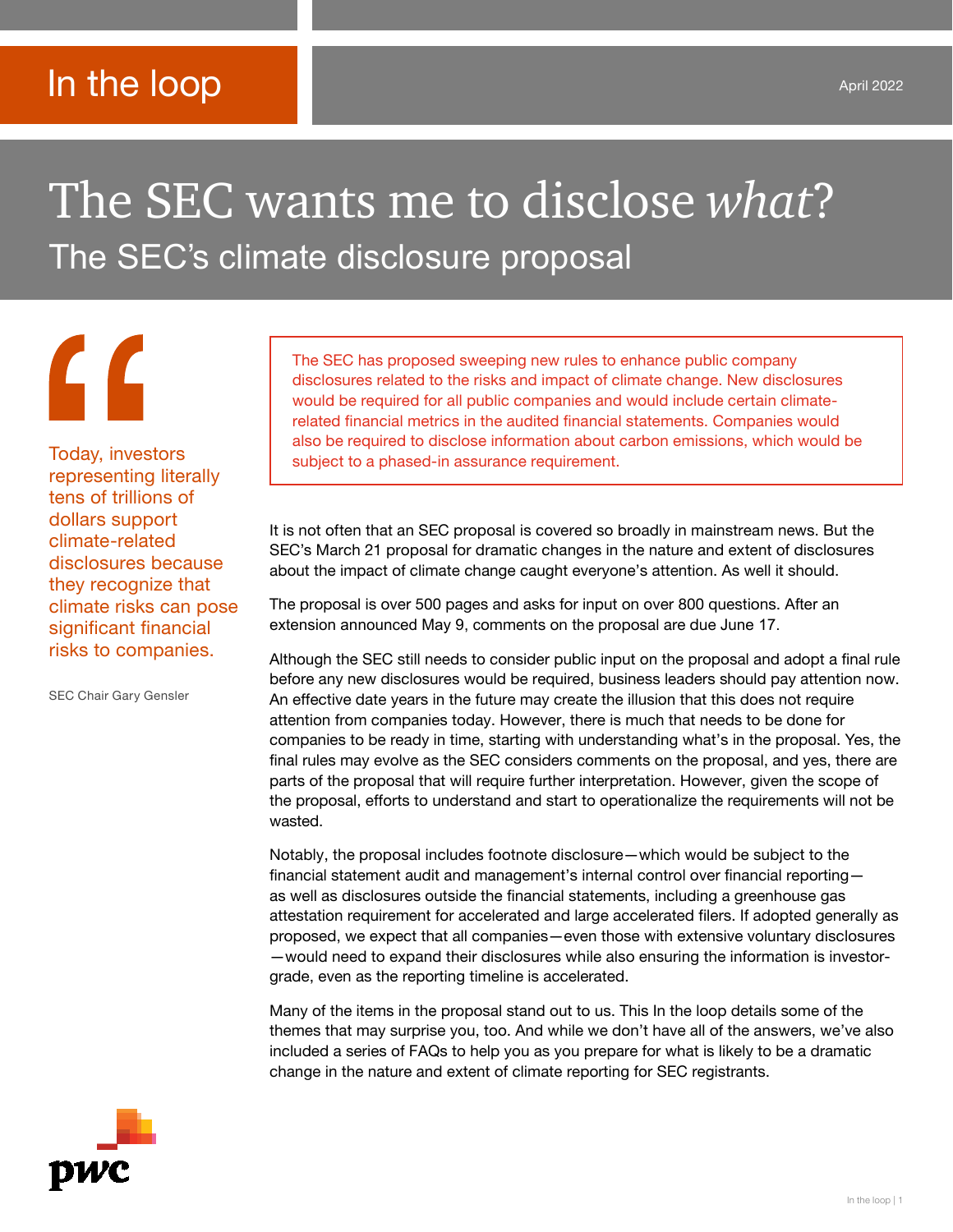In the loop

April 2022

# The SEC wants me to disclose *what*?

## The SEC's climate disclosure proposal

> Today, investors representing literally tens of trillions of dollars support climate-related disclosures because they recognize that climate risks can pose significant financial risks to companies.
>
> SEC Chair Gary Gensler

The SEC has proposed sweeping new rules to enhance public company disclosures related to the risks and impact of climate change. New disclosures would be required for all public companies and would include certain climate-related financial metrics in the audited financial statements. Companies would also be required to disclose information about carbon emissions, which would be subject to a phased-in assurance requirement.

It is not often that an SEC proposal is covered so broadly in mainstream news. But the SEC's March 21 proposal for dramatic changes in the nature and extent of disclosures about the impact of climate change caught everyone's attention. As well it should.

The proposal is over 500 pages and asks for input on over 800 questions. After an extension announced May 9, comments on the proposal are due June 17.

Although the SEC still needs to consider public input on the proposal and adopt a final rule before any new disclosures would be required, business leaders should pay attention now. An effective date years in the future may create the illusion that this does not require attention from companies today. However, there is much that needs to be done for companies to be ready in time, starting with understanding what's in the proposal. Yes, the final rules may evolve as the SEC considers comments on the proposal, and yes, there are parts of the proposal that will require further interpretation. However, given the scope of the proposal, efforts to understand and start to operationalize the requirements will not be wasted.

Notably, the proposal includes footnote disclosure—which would be subject to the financial statement audit and management's internal control over financial reporting—as well as disclosures outside the financial statements, including a greenhouse gas attestation requirement for accelerated and large accelerated filers. If adopted generally as proposed, we expect that all companies—even those with extensive voluntary disclosures—would need to expand their disclosures while also ensuring the information is investor-grade, even as the reporting timeline is accelerated.

Many of the items in the proposal stand out to us. This In the loop details some of the themes that may surprise you, too. And while we don't have all of the answers, we've also included a series of FAQs to help you as you prepare for what is likely to be a dramatic change in the nature and extent of climate reporting for SEC registrants.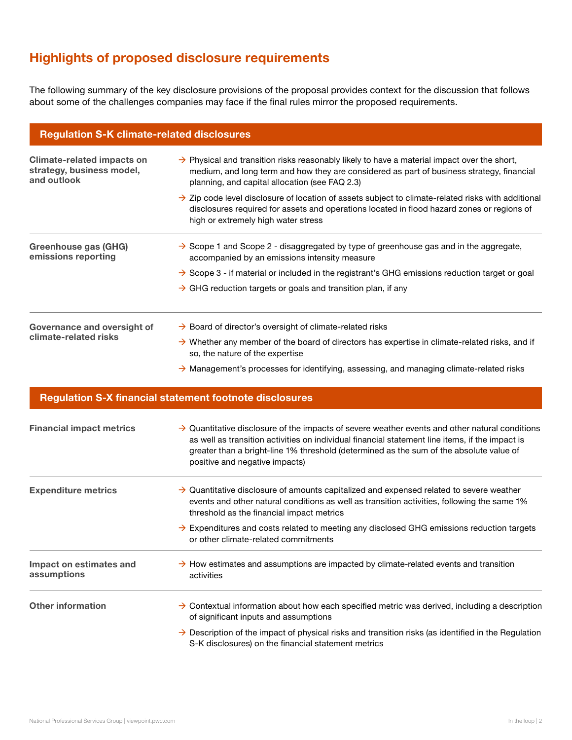## Highlights of proposed disclosure requirements

The following summary of the key disclosure provisions of the proposal provides context for the discussion that follows about some of the challenges companies may face if the final rules mirror the proposed requirements.

### Regulation S-K climate-related disclosures

| | |
|---|---|
| **Climate-related impacts on strategy, business model, and outlook** | → Physical and transition risks reasonably likely to have a material impact over the short, medium, and long term and how they are considered as part of business strategy, financial planning, and capital allocation (see FAQ 2.3)<br>→ Zip code level disclosure of location of assets subject to climate-related risks with additional disclosures required for assets and operations located in flood hazard zones or regions of high or extremely high water stress |
| **Greenhouse gas (GHG) emissions reporting** | → Scope 1 and Scope 2 - disaggregated by type of greenhouse gas and in the aggregate, accompanied by an emissions intensity measure<br>→ Scope 3 - if material or included in the registrant's GHG emissions reduction target or goal<br>→ GHG reduction targets or goals and transition plan, if any |
| **Governance and oversight of climate-related risks** | → Board of director's oversight of climate-related risks<br>→ Whether any member of the board of directors has expertise in climate-related risks, and if so, the nature of the expertise<br>→ Management's processes for identifying, assessing, and managing climate-related risks |

### Regulation S-X financial statement footnote disclosures

| | |
|---|---|
| **Financial impact metrics** | → Quantitative disclosure of the impacts of severe weather events and other natural conditions as well as transition activities on individual financial statement line items, if the impact is greater than a bright-line 1% threshold (determined as the sum of the absolute value of positive and negative impacts) |
| **Expenditure metrics** | → Quantitative disclosure of amounts capitalized and expensed related to severe weather events and other natural conditions as well as transition activities, following the same 1% threshold as the financial impact metrics<br>→ Expenditures and costs related to meeting any disclosed GHG emissions reduction targets or other climate-related commitments |
| **Impact on estimates and assumptions** | → How estimates and assumptions are impacted by climate-related events and transition activities |
| **Other information** | → Contextual information about how each specified metric was derived, including a description of significant inputs and assumptions<br>→ Description of the impact of physical risks and transition risks (as identified in the Regulation S-K disclosures) on the financial statement metrics |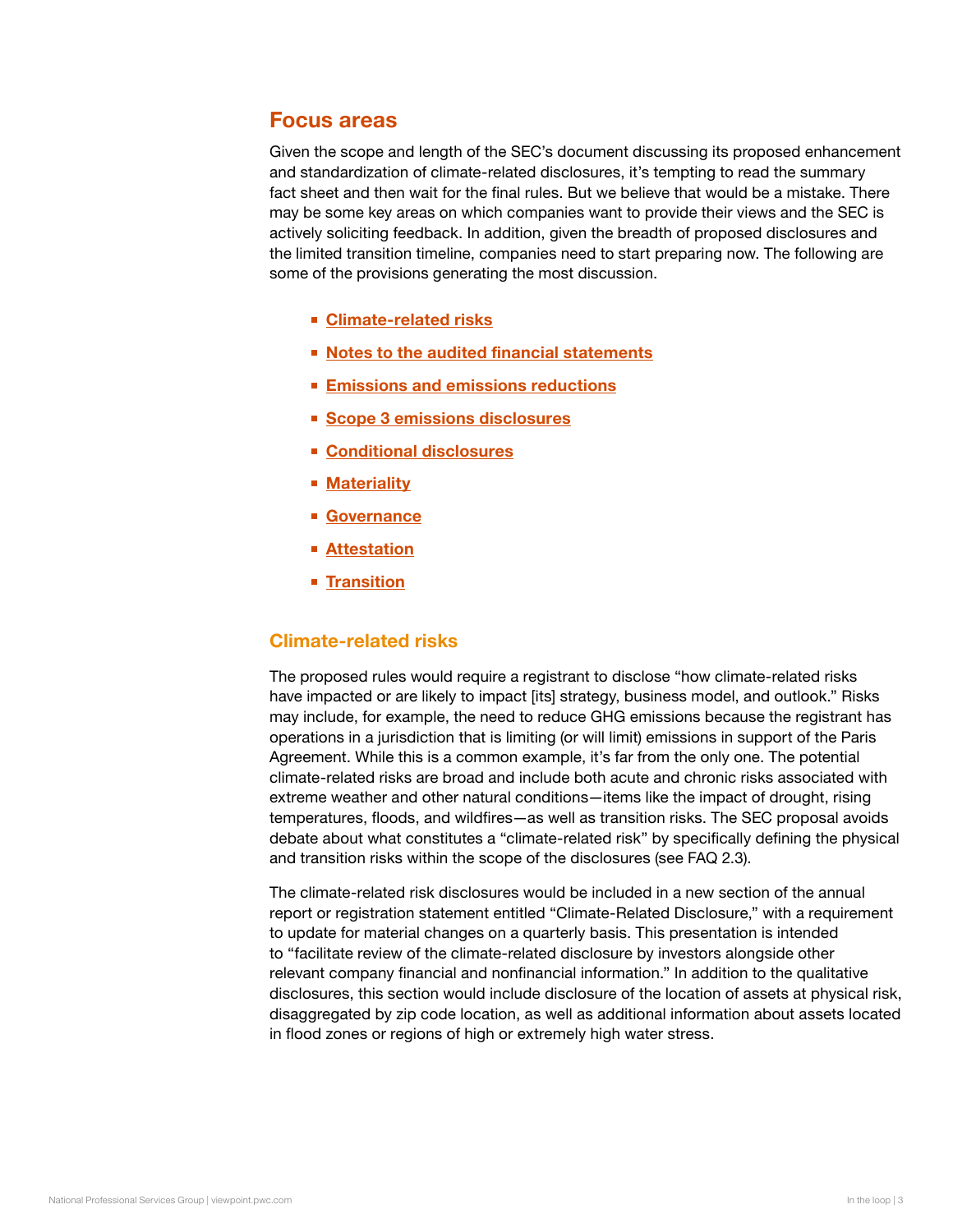## Focus areas

Given the scope and length of the SEC's document discussing its proposed enhancement and standardization of climate-related disclosures, it's tempting to read the summary fact sheet and then wait for the final rules. But we believe that would be a mistake. There may be some key areas on which companies want to provide their views and the SEC is actively soliciting feedback. In addition, given the breadth of proposed disclosures and the limited transition timeline, companies need to start preparing now. The following are some of the provisions generating the most discussion.

- **Climate-related risks**
- **Notes to the audited financial statements**
- **Emissions and emissions reductions**
- **Scope 3 emissions disclosures**
- **Conditional disclosures**
- **Materiality**
- **Governance**
- **Attestation**
- **Transition**

### Climate-related risks

The proposed rules would require a registrant to disclose "how climate-related risks have impacted or are likely to impact [its] strategy, business model, and outlook." Risks may include, for example, the need to reduce GHG emissions because the registrant has operations in a jurisdiction that is limiting (or will limit) emissions in support of the Paris Agreement. While this is a common example, it's far from the only one. The potential climate-related risks are broad and include both acute and chronic risks associated with extreme weather and other natural conditions—items like the impact of drought, rising temperatures, floods, and wildfires—as well as transition risks. The SEC proposal avoids debate about what constitutes a "climate-related risk" by specifically defining the physical and transition risks within the scope of the disclosures (see FAQ 2.3).

The climate-related risk disclosures would be included in a new section of the annual report or registration statement entitled "Climate-Related Disclosure," with a requirement to update for material changes on a quarterly basis. This presentation is intended to "facilitate review of the climate-related disclosure by investors alongside other relevant company financial and nonfinancial information." In addition to the qualitative disclosures, this section would include disclosure of the location of assets at physical risk, disaggregated by zip code location, as well as additional information about assets located in flood zones or regions of high or extremely high water stress.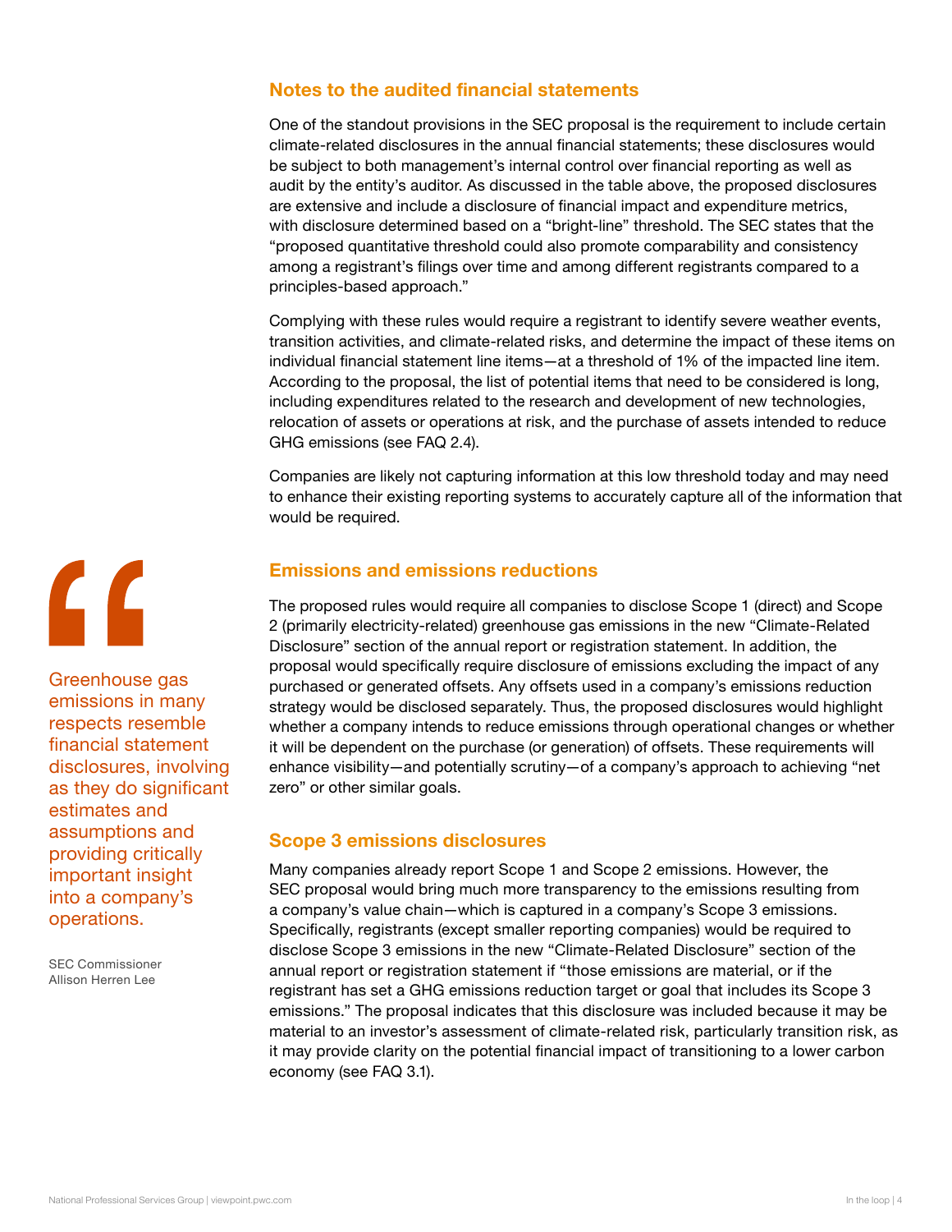## Notes to the audited financial statements

One of the standout provisions in the SEC proposal is the requirement to include certain climate-related disclosures in the annual financial statements; these disclosures would be subject to both management's internal control over financial reporting as well as audit by the entity's auditor. As discussed in the table above, the proposed disclosures are extensive and include a disclosure of financial impact and expenditure metrics, with disclosure determined based on a "bright-line" threshold. The SEC states that the "proposed quantitative threshold could also promote comparability and consistency among a registrant's filings over time and among different registrants compared to a principles-based approach."

Complying with these rules would require a registrant to identify severe weather events, transition activities, and climate-related risks, and determine the impact of these items on individual financial statement line items—at a threshold of 1% of the impacted line item. According to the proposal, the list of potential items that need to be considered is long, including expenditures related to the research and development of new technologies, relocation of assets or operations at risk, and the purchase of assets intended to reduce GHG emissions (see FAQ 2.4).

Companies are likely not capturing information at this low threshold today and may need to enhance their existing reporting systems to accurately capture all of the information that would be required.

> Greenhouse gas emissions in many respects resemble financial statement disclosures, involving as they do significant estimates and assumptions and providing critically important insight into a company's operations.
>
> SEC Commissioner Allison Herren Lee

## Emissions and emissions reductions

The proposed rules would require all companies to disclose Scope 1 (direct) and Scope 2 (primarily electricity-related) greenhouse gas emissions in the new "Climate-Related Disclosure" section of the annual report or registration statement. In addition, the proposal would specifically require disclosure of emissions excluding the impact of any purchased or generated offsets. Any offsets used in a company's emissions reduction strategy would be disclosed separately. Thus, the proposed disclosures would highlight whether a company intends to reduce emissions through operational changes or whether it will be dependent on the purchase (or generation) of offsets. These requirements will enhance visibility—and potentially scrutiny—of a company's approach to achieving "net zero" or other similar goals.

## Scope 3 emissions disclosures

Many companies already report Scope 1 and Scope 2 emissions. However, the SEC proposal would bring much more transparency to the emissions resulting from a company's value chain—which is captured in a company's Scope 3 emissions. Specifically, registrants (except smaller reporting companies) would be required to disclose Scope 3 emissions in the new "Climate-Related Disclosure" section of the annual report or registration statement if "those emissions are material, or if the registrant has set a GHG emissions reduction target or goal that includes its Scope 3 emissions." The proposal indicates that this disclosure was included because it may be material to an investor's assessment of climate-related risk, particularly transition risk, as it may provide clarity on the potential financial impact of transitioning to a lower carbon economy (see FAQ 3.1).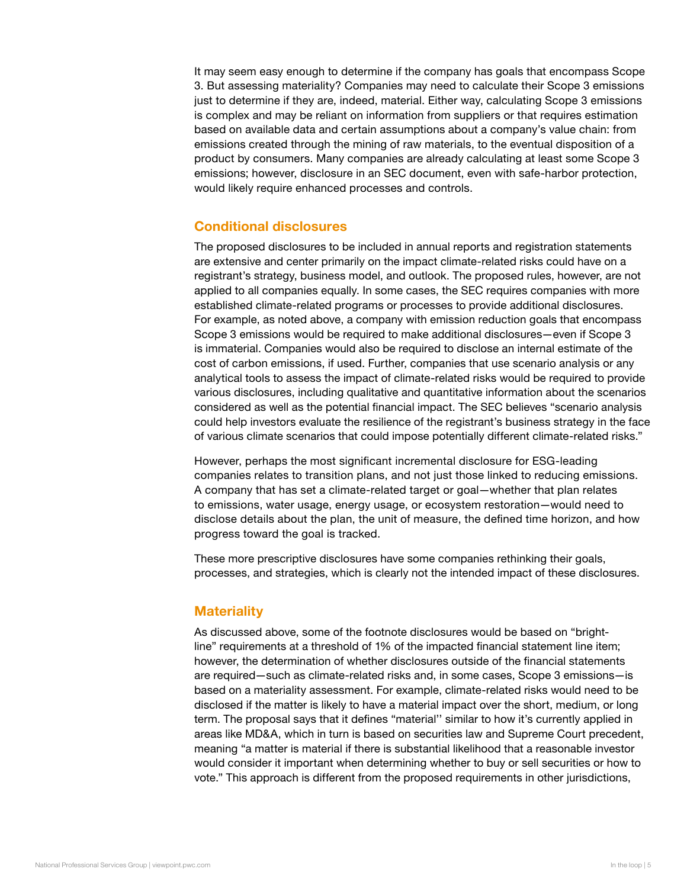It may seem easy enough to determine if the company has goals that encompass Scope 3. But assessing materiality? Companies may need to calculate their Scope 3 emissions just to determine if they are, indeed, material. Either way, calculating Scope 3 emissions is complex and may be reliant on information from suppliers or that requires estimation based on available data and certain assumptions about a company's value chain: from emissions created through the mining of raw materials, to the eventual disposition of a product by consumers. Many companies are already calculating at least some Scope 3 emissions; however, disclosure in an SEC document, even with safe-harbor protection, would likely require enhanced processes and controls.

## Conditional disclosures

The proposed disclosures to be included in annual reports and registration statements are extensive and center primarily on the impact climate-related risks could have on a registrant's strategy, business model, and outlook. The proposed rules, however, are not applied to all companies equally. In some cases, the SEC requires companies with more established climate-related programs or processes to provide additional disclosures. For example, as noted above, a company with emission reduction goals that encompass Scope 3 emissions would be required to make additional disclosures—even if Scope 3 is immaterial. Companies would also be required to disclose an internal estimate of the cost of carbon emissions, if used. Further, companies that use scenario analysis or any analytical tools to assess the impact of climate-related risks would be required to provide various disclosures, including qualitative and quantitative information about the scenarios considered as well as the potential financial impact. The SEC believes "scenario analysis could help investors evaluate the resilience of the registrant's business strategy in the face of various climate scenarios that could impose potentially different climate-related risks."

However, perhaps the most significant incremental disclosure for ESG-leading companies relates to transition plans, and not just those linked to reducing emissions. A company that has set a climate-related target or goal—whether that plan relates to emissions, water usage, energy usage, or ecosystem restoration—would need to disclose details about the plan, the unit of measure, the defined time horizon, and how progress toward the goal is tracked.

These more prescriptive disclosures have some companies rethinking their goals, processes, and strategies, which is clearly not the intended impact of these disclosures.

## Materiality

As discussed above, some of the footnote disclosures would be based on "bright-line" requirements at a threshold of 1% of the impacted financial statement line item; however, the determination of whether disclosures outside of the financial statements are required—such as climate-related risks and, in some cases, Scope 3 emissions—is based on a materiality assessment. For example, climate-related risks would need to be disclosed if the matter is likely to have a material impact over the short, medium, or long term. The proposal says that it defines "material'' similar to how it's currently applied in areas like MD&A, which in turn is based on securities law and Supreme Court precedent, meaning "a matter is material if there is substantial likelihood that a reasonable investor would consider it important when determining whether to buy or sell securities or how to vote." This approach is different from the proposed requirements in other jurisdictions,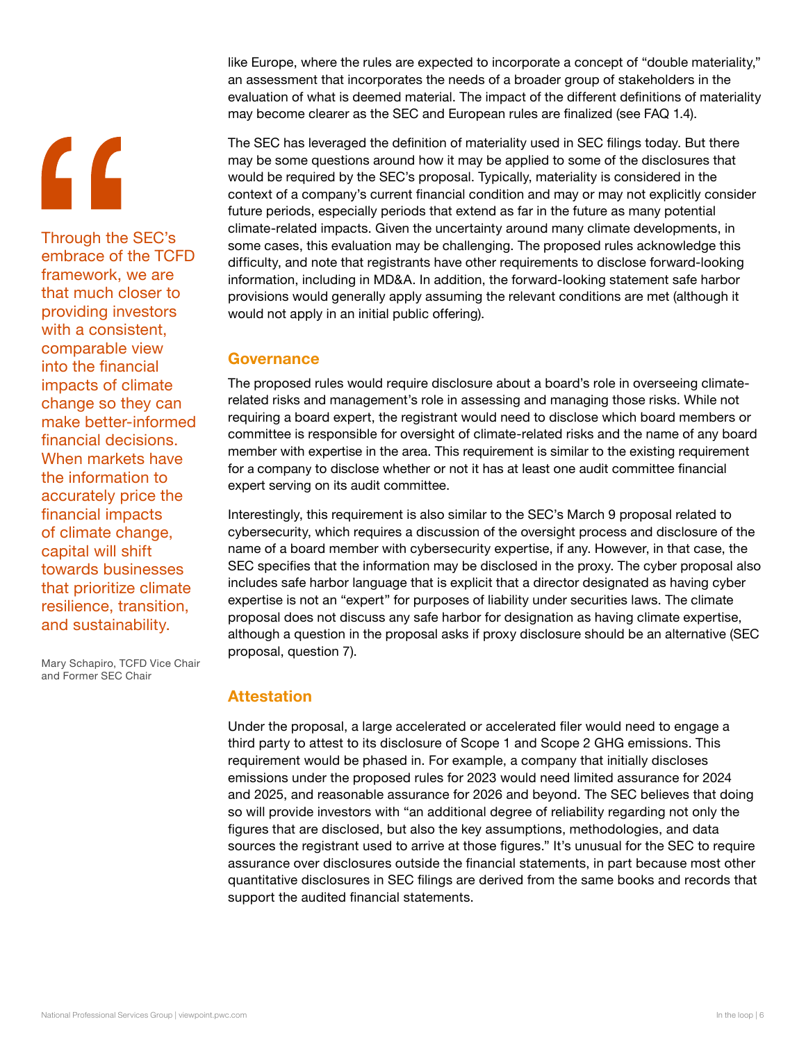like Europe, where the rules are expected to incorporate a concept of "double materiality," an assessment that incorporates the needs of a broader group of stakeholders in the evaluation of what is deemed material. The impact of the different definitions of materiality may become clearer as the SEC and European rules are finalized (see FAQ 1.4).

The SEC has leveraged the definition of materiality used in SEC filings today. But there may be some questions around how it may be applied to some of the disclosures that would be required by the SEC's proposal. Typically, materiality is considered in the context of a company's current financial condition and may or may not explicitly consider future periods, especially periods that extend as far in the future as many potential climate-related impacts. Given the uncertainty around many climate developments, in some cases, this evaluation may be challenging. The proposed rules acknowledge this difficulty, and note that registrants have other requirements to disclose forward-looking information, including in MD&A. In addition, the forward-looking statement safe harbor provisions would generally apply assuming the relevant conditions are met (although it would not apply in an initial public offering).

> Through the SEC's embrace of the TCFD framework, we are that much closer to providing investors with a consistent, comparable view into the financial impacts of climate change so they can make better-informed financial decisions. When markets have the information to accurately price the financial impacts of climate change, capital will shift towards businesses that prioritize climate resilience, transition, and sustainability.
>
> Mary Schapiro, TCFD Vice Chair and Former SEC Chair

## Governance

The proposed rules would require disclosure about a board's role in overseeing climate-related risks and management's role in assessing and managing those risks. While not requiring a board expert, the registrant would need to disclose which board members or committee is responsible for oversight of climate-related risks and the name of any board member with expertise in the area. This requirement is similar to the existing requirement for a company to disclose whether or not it has at least one audit committee financial expert serving on its audit committee.

Interestingly, this requirement is also similar to the SEC's March 9 proposal related to cybersecurity, which requires a discussion of the oversight process and disclosure of the name of a board member with cybersecurity expertise, if any. However, in that case, the SEC specifies that the information may be disclosed in the proxy. The cyber proposal also includes safe harbor language that is explicit that a director designated as having cyber expertise is not an "expert" for purposes of liability under securities laws. The climate proposal does not discuss any safe harbor for designation as having climate expertise, although a question in the proposal asks if proxy disclosure should be an alternative (SEC proposal, question 7).

## Attestation

Under the proposal, a large accelerated or accelerated filer would need to engage a third party to attest to its disclosure of Scope 1 and Scope 2 GHG emissions. This requirement would be phased in. For example, a company that initially discloses emissions under the proposed rules for 2023 would need limited assurance for 2024 and 2025, and reasonable assurance for 2026 and beyond. The SEC believes that doing so will provide investors with "an additional degree of reliability regarding not only the figures that are disclosed, but also the key assumptions, methodologies, and data sources the registrant used to arrive at those figures." It's unusual for the SEC to require assurance over disclosures outside the financial statements, in part because most other quantitative disclosures in SEC filings are derived from the same books and records that support the audited financial statements.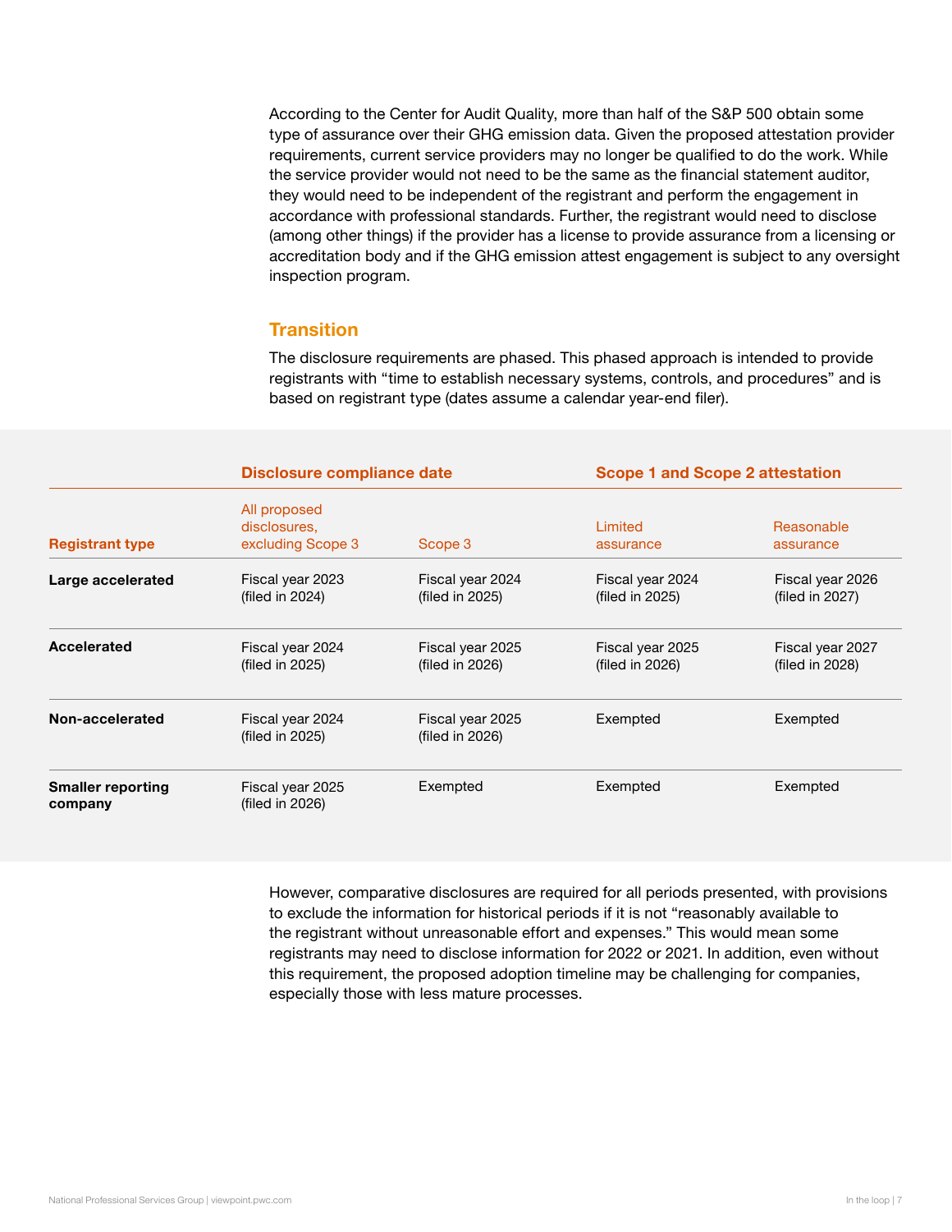According to the Center for Audit Quality, more than half of the S&P 500 obtain some type of assurance over their GHG emission data. Given the proposed attestation provider requirements, current service providers may no longer be qualified to do the work. While the service provider would not need to be the same as the financial statement auditor, they would need to be independent of the registrant and perform the engagement in accordance with professional standards. Further, the registrant would need to disclose (among other things) if the provider has a license to provide assurance from a licensing or accreditation body and if the GHG emission attest engagement is subject to any oversight inspection program.

## Transition

The disclosure requirements are phased. This phased approach is intended to provide registrants with "time to establish necessary systems, controls, and procedures" and is based on registrant type (dates assume a calendar year-end filer).

| | Disclosure compliance date | | Scope 1 and Scope 2 attestation | |
|---|---|---|---|---|
| **Registrant type** | All proposed disclosures, excluding Scope 3 | Scope 3 | Limited assurance | Reasonable assurance |
| **Large accelerated** | Fiscal year 2023 (filed in 2024) | Fiscal year 2024 (filed in 2025) | Fiscal year 2024 (filed in 2025) | Fiscal year 2026 (filed in 2027) |
| **Accelerated** | Fiscal year 2024 (filed in 2025) | Fiscal year 2025 (filed in 2026) | Fiscal year 2025 (filed in 2026) | Fiscal year 2027 (filed in 2028) |
| **Non-accelerated** | Fiscal year 2024 (filed in 2025) | Fiscal year 2025 (filed in 2026) | Exempted | Exempted |
| **Smaller reporting company** | Fiscal year 2025 (filed in 2026) | Exempted | Exempted | Exempted |

However, comparative disclosures are required for all periods presented, with provisions to exclude the information for historical periods if it is not "reasonably available to the registrant without unreasonable effort and expenses." This would mean some registrants may need to disclose information for 2022 or 2021. In addition, even without this requirement, the proposed adoption timeline may be challenging for companies, especially those with less mature processes.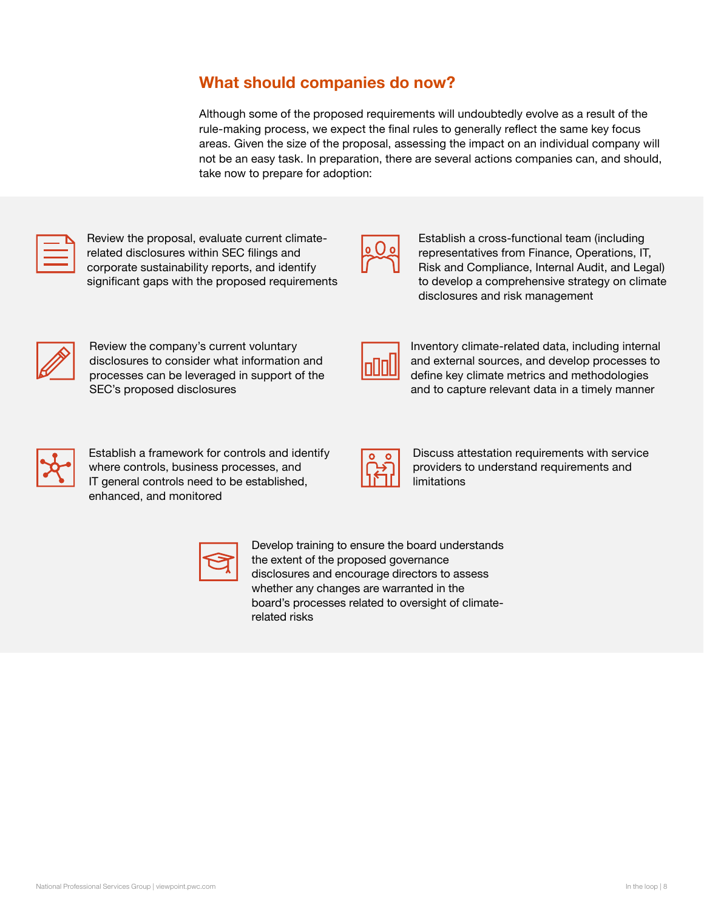## What should companies do now?

Although some of the proposed requirements will undoubtedly evolve as a result of the rule-making process, we expect the final rules to generally reflect the same key focus areas. Given the size of the proposal, assessing the impact on an individual company will not be an easy task. In preparation, there are several actions companies can, and should, take now to prepare for adoption:

- Review the proposal, evaluate current climate-related disclosures within SEC filings and corporate sustainability reports, and identify significant gaps with the proposed requirements
- Establish a cross-functional team (including representatives from Finance, Operations, IT, Risk and Compliance, Internal Audit, and Legal) to develop a comprehensive strategy on climate disclosures and risk management
- Review the company's current voluntary disclosures to consider what information and processes can be leveraged in support of the SEC's proposed disclosures
- Inventory climate-related data, including internal and external sources, and develop processes to define key climate metrics and methodologies and to capture relevant data in a timely manner
- Establish a framework for controls and identify where controls, business processes, and IT general controls need to be established, enhanced, and monitored
- Discuss attestation requirements with service providers to understand requirements and limitations
- Develop training to ensure the board understands the extent of the proposed governance disclosures and encourage directors to assess whether any changes are warranted in the board's processes related to oversight of climate-related risks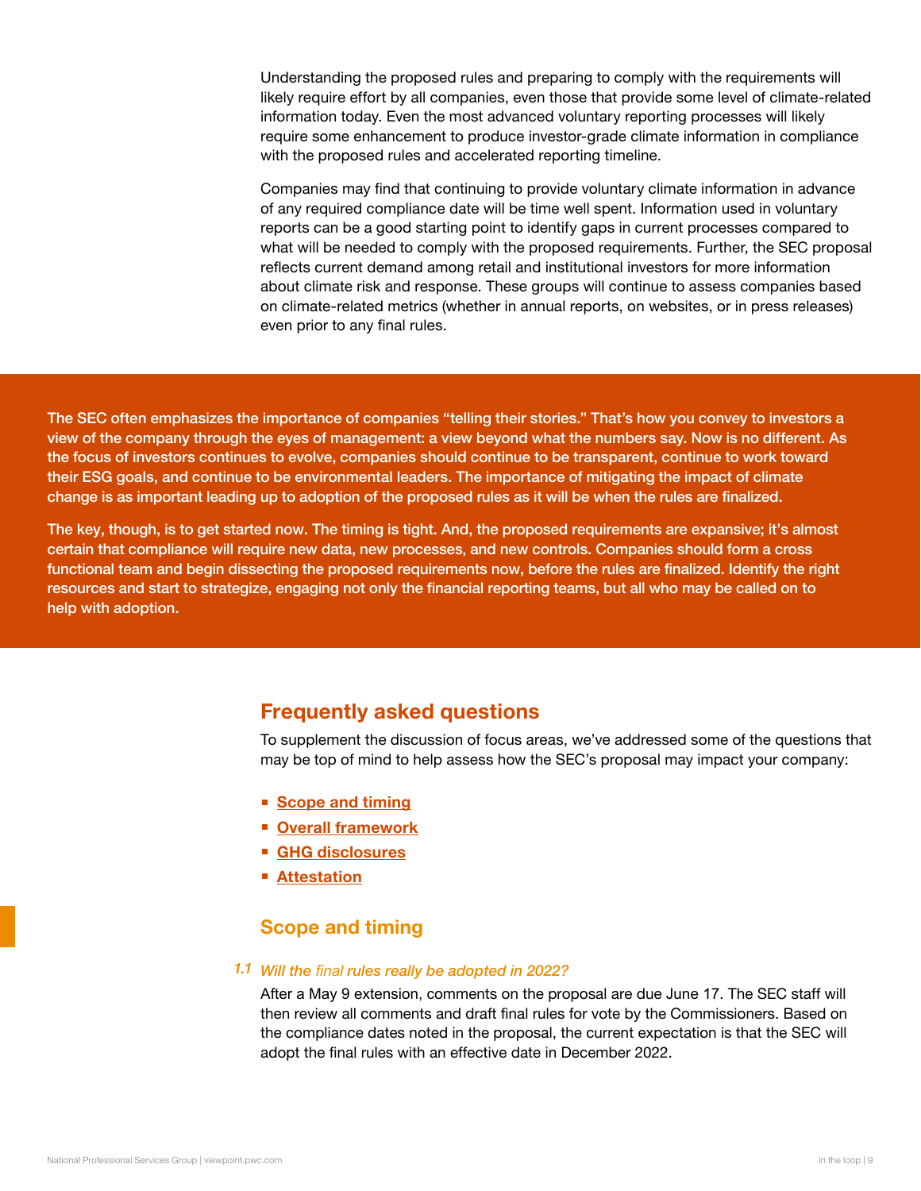Understanding the proposed rules and preparing to comply with the requirements will likely require effort by all companies, even those that provide some level of climate-related information today. Even the most advanced voluntary reporting processes will likely require some enhancement to produce investor-grade climate information in compliance with the proposed rules and accelerated reporting timeline.

Companies may find that continuing to provide voluntary climate information in advance of any required compliance date will be time well spent. Information used in voluntary reports can be a good starting point to identify gaps in current processes compared to what will be needed to comply with the proposed requirements. Further, the SEC proposal reflects current demand among retail and institutional investors for more information about climate risk and response. These groups will continue to assess companies based on climate-related metrics (whether in annual reports, on websites, or in press releases) even prior to any final rules.

**The SEC often emphasizes the importance of companies "telling their stories." That's how you convey to investors a view of the company through the eyes of management: a view beyond what the numbers say. Now is no different. As the focus of investors continues to evolve, companies should continue to be transparent, continue to work toward their ESG goals, and continue to be environmental leaders. The importance of mitigating the impact of climate change is as important leading up to adoption of the proposed rules as it will be when the rules are finalized.**

**The key, though, is to get started now. The timing is tight. And, the proposed requirements are expansive; it's almost certain that compliance will require new data, new processes, and new controls. Companies should form a cross functional team and begin dissecting the proposed requirements now, before the rules are finalized. Identify the right resources and start to strategize, engaging not only the financial reporting teams, but all who may be called on to help with adoption.**

## Frequently asked questions

To supplement the discussion of focus areas, we've addressed some of the questions that may be top of mind to help assess how the SEC's proposal may impact your company:

- **Scope and timing**
- **Overall framework**
- **GHG disclosures**
- **Attestation**

### Scope and timing

*1.1 Will the final rules really be adopted in 2022?*

After a May 9 extension, comments on the proposal are due June 17. The SEC staff will then review all comments and draft final rules for vote by the Commissioners. Based on the compliance dates noted in the proposal, the current expectation is that the SEC will adopt the final rules with an effective date in December 2022.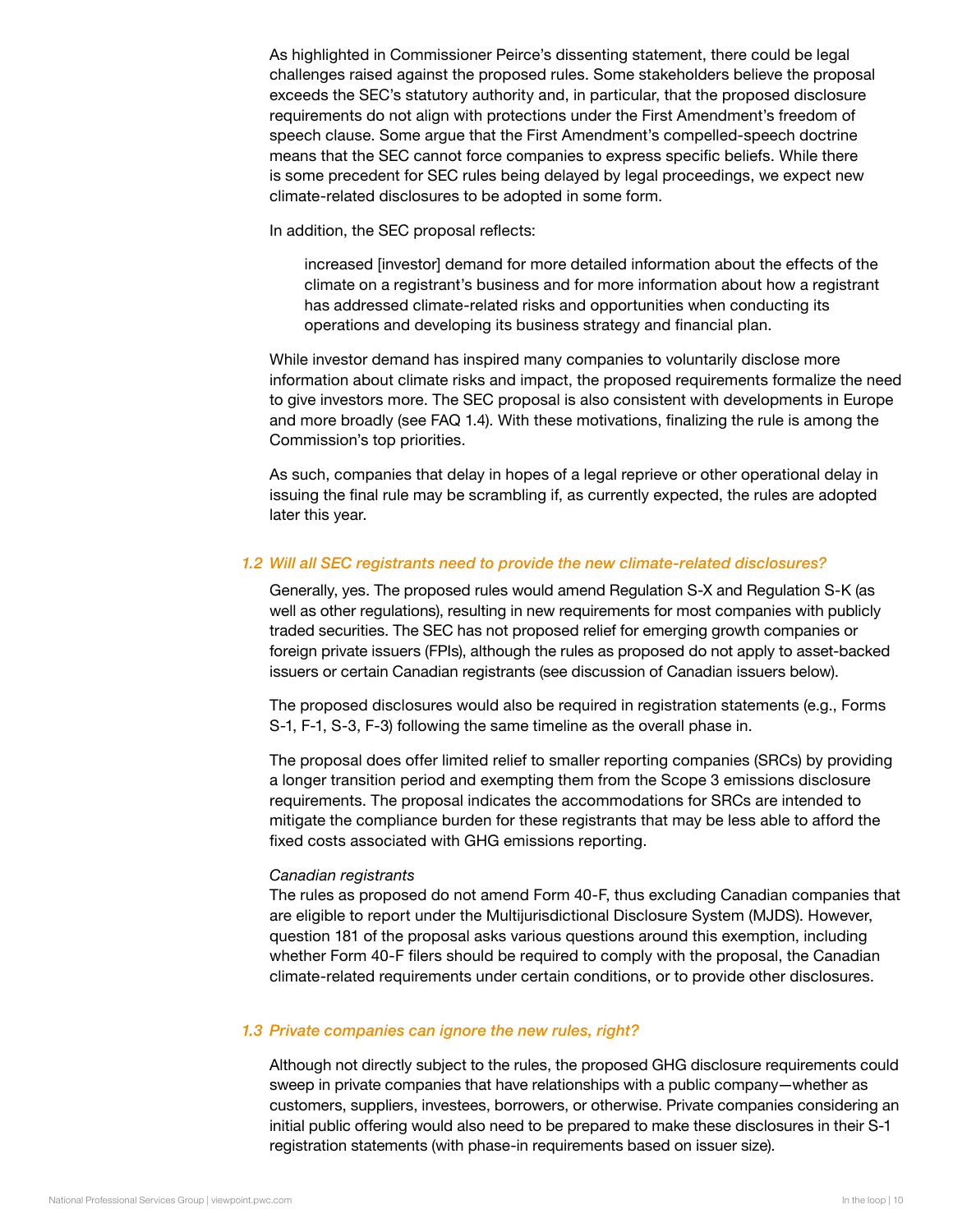As highlighted in Commissioner Peirce's dissenting statement, there could be legal challenges raised against the proposed rules. Some stakeholders believe the proposal exceeds the SEC's statutory authority and, in particular, that the proposed disclosure requirements do not align with protections under the First Amendment's freedom of speech clause. Some argue that the First Amendment's compelled-speech doctrine means that the SEC cannot force companies to express specific beliefs. While there is some precedent for SEC rules being delayed by legal proceedings, we expect new climate-related disclosures to be adopted in some form.

In addition, the SEC proposal reflects:

> increased [investor] demand for more detailed information about the effects of the climate on a registrant's business and for more information about how a registrant has addressed climate-related risks and opportunities when conducting its operations and developing its business strategy and financial plan.

While investor demand has inspired many companies to voluntarily disclose more information about climate risks and impact, the proposed requirements formalize the need to give investors more. The SEC proposal is also consistent with developments in Europe and more broadly (see FAQ 1.4). With these motivations, finalizing the rule is among the Commission's top priorities.

As such, companies that delay in hopes of a legal reprieve or other operational delay in issuing the final rule may be scrambling if, as currently expected, the rules are adopted later this year.

### *1.2 Will all SEC registrants need to provide the new climate-related disclosures?*

Generally, yes. The proposed rules would amend Regulation S-X and Regulation S-K (as well as other regulations), resulting in new requirements for most companies with publicly traded securities. The SEC has not proposed relief for emerging growth companies or foreign private issuers (FPIs), although the rules as proposed do not apply to asset-backed issuers or certain Canadian registrants (see discussion of Canadian issuers below).

The proposed disclosures would also be required in registration statements (e.g., Forms S-1, F-1, S-3, F-3) following the same timeline as the overall phase in.

The proposal does offer limited relief to smaller reporting companies (SRCs) by providing a longer transition period and exempting them from the Scope 3 emissions disclosure requirements. The proposal indicates the accommodations for SRCs are intended to mitigate the compliance burden for these registrants that may be less able to afford the fixed costs associated with GHG emissions reporting.

*Canadian registrants*

The rules as proposed do not amend Form 40-F, thus excluding Canadian companies that are eligible to report under the Multijurisdictional Disclosure System (MJDS). However, question 181 of the proposal asks various questions around this exemption, including whether Form 40-F filers should be required to comply with the proposal, the Canadian climate-related requirements under certain conditions, or to provide other disclosures.

### *1.3 Private companies can ignore the new rules, right?*

Although not directly subject to the rules, the proposed GHG disclosure requirements could sweep in private companies that have relationships with a public company—whether as customers, suppliers, investees, borrowers, or otherwise. Private companies considering an initial public offering would also need to be prepared to make these disclosures in their S-1 registration statements (with phase-in requirements based on issuer size).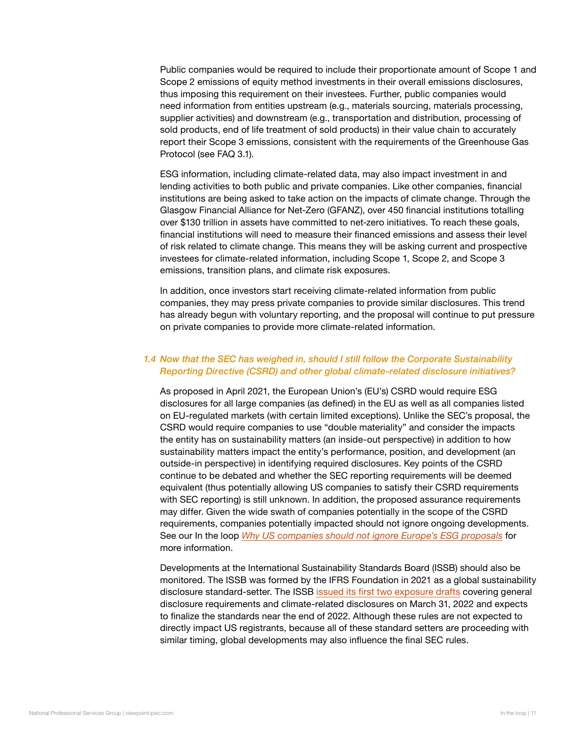Public companies would be required to include their proportionate amount of Scope 1 and Scope 2 emissions of equity method investments in their overall emissions disclosures, thus imposing this requirement on their investees. Further, public companies would need information from entities upstream (e.g., materials sourcing, materials processing, supplier activities) and downstream (e.g., transportation and distribution, processing of sold products, end of life treatment of sold products) in their value chain to accurately report their Scope 3 emissions, consistent with the requirements of the Greenhouse Gas Protocol (see FAQ 3.1).

ESG information, including climate-related data, may also impact investment in and lending activities to both public and private companies. Like other companies, financial institutions are being asked to take action on the impacts of climate change. Through the Glasgow Financial Alliance for Net-Zero (GFANZ), over 450 financial institutions totalling over $130 trillion in assets have committed to net-zero initiatives. To reach these goals, financial institutions will need to measure their financed emissions and assess their level of risk related to climate change. This means they will be asking current and prospective investees for climate-related information, including Scope 1, Scope 2, and Scope 3 emissions, transition plans, and climate risk exposures.

In addition, once investors start receiving climate-related information from public companies, they may press private companies to provide similar disclosures. This trend has already begun with voluntary reporting, and the proposal will continue to put pressure on private companies to provide more climate-related information.

### *1.4 Now that the SEC has weighed in, should I still follow the Corporate Sustainability Reporting Directive (CSRD) and other global climate-related disclosure initiatives?*

As proposed in April 2021, the European Union's (EU's) CSRD would require ESG disclosures for all large companies (as defined) in the EU as well as all companies listed on EU-regulated markets (with certain limited exceptions). Unlike the SEC's proposal, the CSRD would require companies to use "double materiality" and consider the impacts the entity has on sustainability matters (an inside-out perspective) in addition to how sustainability matters impact the entity's performance, position, and development (an outside-in perspective) in identifying required disclosures. Key points of the CSRD continue to be debated and whether the SEC reporting requirements will be deemed equivalent (thus potentially allowing US companies to satisfy their CSRD requirements with SEC reporting) is still unknown. In addition, the proposed assurance requirements may differ. Given the wide swath of companies potentially in the scope of the CSRD requirements, companies potentially impacted should not ignore ongoing developments. See our In the loop *Why US companies should not ignore Europe's ESG proposals* for more information.

Developments at the International Sustainability Standards Board (ISSB) should also be monitored. The ISSB was formed by the IFRS Foundation in 2021 as a global sustainability disclosure standard-setter. The ISSB issued its first two exposure drafts covering general disclosure requirements and climate-related disclosures on March 31, 2022 and expects to finalize the standards near the end of 2022. Although these rules are not expected to directly impact US registrants, because all of these standard setters are proceeding with similar timing, global developments may also influence the final SEC rules.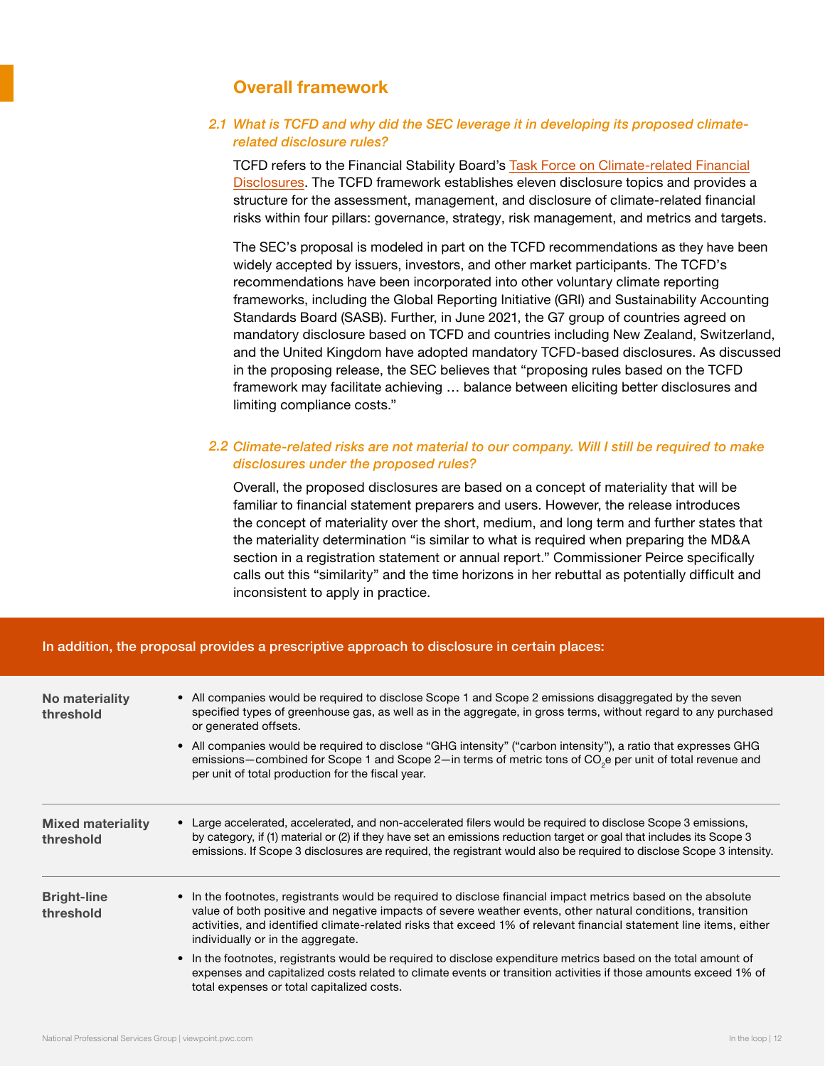## Overall framework

### *2.1 What is TCFD and why did the SEC leverage it in developing its proposed climate-related disclosure rules?*

TCFD refers to the Financial Stability Board's [Task Force on Climate-related Financial Disclosures](). The TCFD framework establishes eleven disclosure topics and provides a structure for the assessment, management, and disclosure of climate-related financial risks within four pillars: governance, strategy, risk management, and metrics and targets.

The SEC's proposal is modeled in part on the TCFD recommendations as they have been widely accepted by issuers, investors, and other market participants. The TCFD's recommendations have been incorporated into other voluntary climate reporting frameworks, including the Global Reporting Initiative (GRI) and Sustainability Accounting Standards Board (SASB). Further, in June 2021, the G7 group of countries agreed on mandatory disclosure based on TCFD and countries including New Zealand, Switzerland, and the United Kingdom have adopted mandatory TCFD-based disclosures. As discussed in the proposing release, the SEC believes that "proposing rules based on the TCFD framework may facilitate achieving … balance between eliciting better disclosures and limiting compliance costs."

### *2.2 Climate-related risks are not material to our company. Will I still be required to make disclosures under the proposed rules?*

Overall, the proposed disclosures are based on a concept of materiality that will be familiar to financial statement preparers and users. However, the release introduces the concept of materiality over the short, medium, and long term and further states that the materiality determination "is similar to what is required when preparing the MD&A section in a registration statement or annual report." Commissioner Peirce specifically calls out this "similarity" and the time horizons in her rebuttal as potentially difficult and inconsistent to apply in practice.

**In addition, the proposal provides a prescriptive approach to disclosure in certain places:**

| | |
|---|---|
| **No materiality threshold** | • All companies would be required to disclose Scope 1 and Scope 2 emissions disaggregated by the seven specified types of greenhouse gas, as well as in the aggregate, in gross terms, without regard to any purchased or generated offsets.<br>• All companies would be required to disclose "GHG intensity" ("carbon intensity"), a ratio that expresses GHG emissions—combined for Scope 1 and Scope 2—in terms of metric tons of $CO_2$e per unit of total revenue and per unit of total production for the fiscal year. |
| **Mixed materiality threshold** | • Large accelerated, accelerated, and non-accelerated filers would be required to disclose Scope 3 emissions, by category, if (1) material or (2) if they have set an emissions reduction target or goal that includes its Scope 3 emissions. If Scope 3 disclosures are required, the registrant would also be required to disclose Scope 3 intensity. |
| **Bright-line threshold** | • In the footnotes, registrants would be required to disclose financial impact metrics based on the absolute value of both positive and negative impacts of severe weather events, other natural conditions, transition activities, and identified climate-related risks that exceed 1% of relevant financial statement line items, either individually or in the aggregate.<br>• In the footnotes, registrants would be required to disclose expenditure metrics based on the total amount of expenses and capitalized costs related to climate events or transition activities if those amounts exceed 1% of total expenses or total capitalized costs. |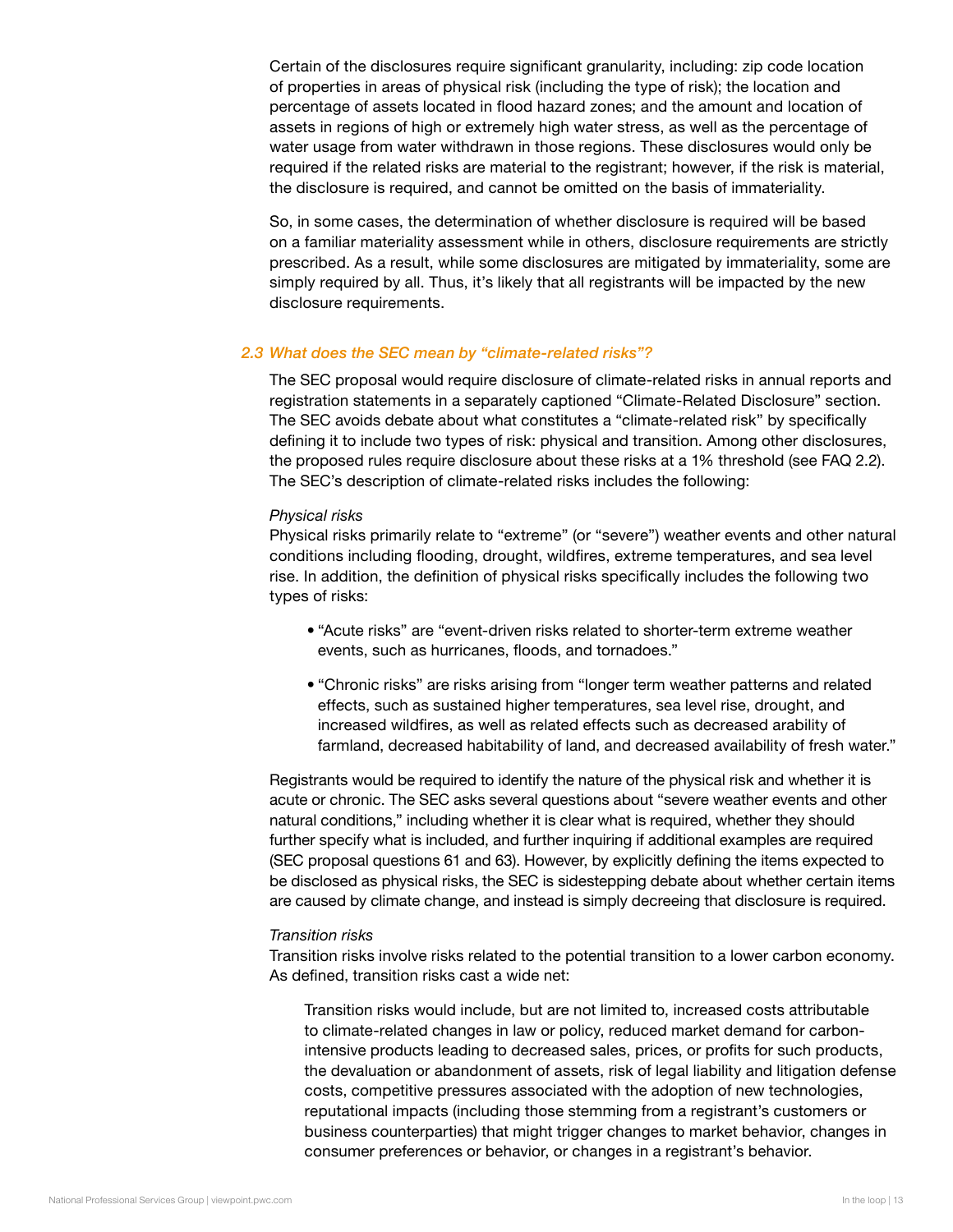Certain of the disclosures require significant granularity, including: zip code location of properties in areas of physical risk (including the type of risk); the location and percentage of assets located in flood hazard zones; and the amount and location of assets in regions of high or extremely high water stress, as well as the percentage of water usage from water withdrawn in those regions. These disclosures would only be required if the related risks are material to the registrant; however, if the risk is material, the disclosure is required, and cannot be omitted on the basis of immateriality.

So, in some cases, the determination of whether disclosure is required will be based on a familiar materiality assessment while in others, disclosure requirements are strictly prescribed. As a result, while some disclosures are mitigated by immateriality, some are simply required by all. Thus, it's likely that all registrants will be impacted by the new disclosure requirements.

### *2.3 What does the SEC mean by "climate-related risks"?*

The SEC proposal would require disclosure of climate-related risks in annual reports and registration statements in a separately captioned "Climate-Related Disclosure" section. The SEC avoids debate about what constitutes a "climate-related risk" by specifically defining it to include two types of risk: physical and transition. Among other disclosures, the proposed rules require disclosure about these risks at a 1% threshold (see FAQ 2.2). The SEC's description of climate-related risks includes the following:

*Physical risks*

Physical risks primarily relate to "extreme" (or "severe") weather events and other natural conditions including flooding, drought, wildfires, extreme temperatures, and sea level rise. In addition, the definition of physical risks specifically includes the following two types of risks:

- "Acute risks" are "event-driven risks related to shorter-term extreme weather events, such as hurricanes, floods, and tornadoes."
- "Chronic risks" are risks arising from "longer term weather patterns and related effects, such as sustained higher temperatures, sea level rise, drought, and increased wildfires, as well as related effects such as decreased arability of farmland, decreased habitability of land, and decreased availability of fresh water."

Registrants would be required to identify the nature of the physical risk and whether it is acute or chronic. The SEC asks several questions about "severe weather events and other natural conditions," including whether it is clear what is required, whether they should further specify what is included, and further inquiring if additional examples are required (SEC proposal questions 61 and 63). However, by explicitly defining the items expected to be disclosed as physical risks, the SEC is sidestepping debate about whether certain items are caused by climate change, and instead is simply decreeing that disclosure is required.

*Transition risks*

Transition risks involve risks related to the potential transition to a lower carbon economy. As defined, transition risks cast a wide net:

> Transition risks would include, but are not limited to, increased costs attributable to climate-related changes in law or policy, reduced market demand for carbon-intensive products leading to decreased sales, prices, or profits for such products, the devaluation or abandonment of assets, risk of legal liability and litigation defense costs, competitive pressures associated with the adoption of new technologies, reputational impacts (including those stemming from a registrant's customers or business counterparties) that might trigger changes to market behavior, changes in consumer preferences or behavior, or changes in a registrant's behavior.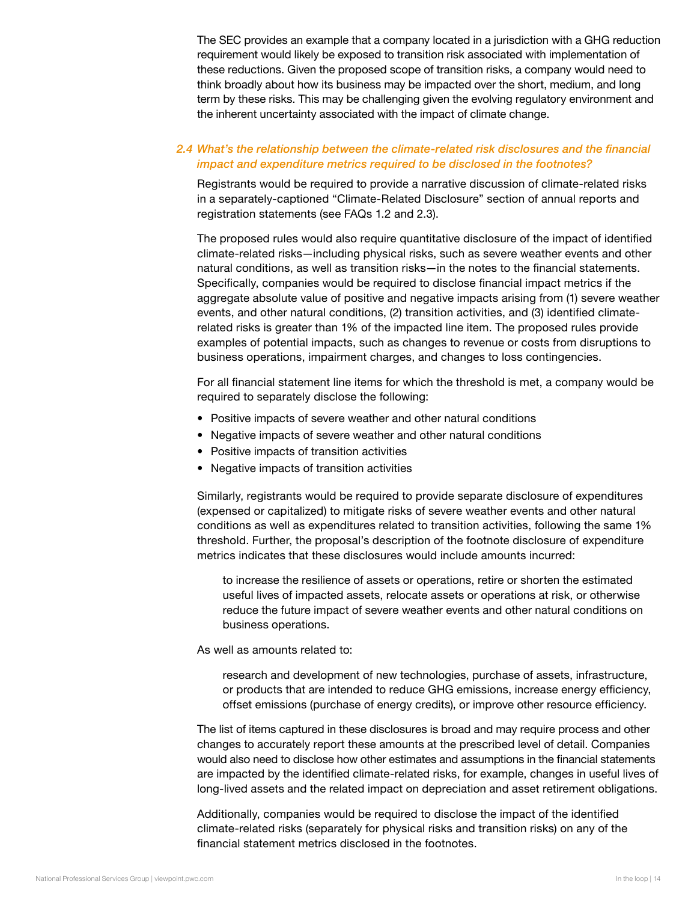The SEC provides an example that a company located in a jurisdiction with a GHG reduction requirement would likely be exposed to transition risk associated with implementation of these reductions. Given the proposed scope of transition risks, a company would need to think broadly about how its business may be impacted over the short, medium, and long term by these risks. This may be challenging given the evolving regulatory environment and the inherent uncertainty associated with the impact of climate change.

### *2.4 What's the relationship between the climate-related risk disclosures and the financial impact and expenditure metrics required to be disclosed in the footnotes?*

Registrants would be required to provide a narrative discussion of climate-related risks in a separately-captioned "Climate-Related Disclosure" section of annual reports and registration statements (see FAQs 1.2 and 2.3).

The proposed rules would also require quantitative disclosure of the impact of identified climate-related risks—including physical risks, such as severe weather events and other natural conditions, as well as transition risks—in the notes to the financial statements. Specifically, companies would be required to disclose financial impact metrics if the aggregate absolute value of positive and negative impacts arising from (1) severe weather events, and other natural conditions, (2) transition activities, and (3) identified climate-related risks is greater than 1% of the impacted line item. The proposed rules provide examples of potential impacts, such as changes to revenue or costs from disruptions to business operations, impairment charges, and changes to loss contingencies.

For all financial statement line items for which the threshold is met, a company would be required to separately disclose the following:

- Positive impacts of severe weather and other natural conditions
- Negative impacts of severe weather and other natural conditions
- Positive impacts of transition activities
- Negative impacts of transition activities

Similarly, registrants would be required to provide separate disclosure of expenditures (expensed or capitalized) to mitigate risks of severe weather events and other natural conditions as well as expenditures related to transition activities, following the same 1% threshold. Further, the proposal's description of the footnote disclosure of expenditure metrics indicates that these disclosures would include amounts incurred:

> to increase the resilience of assets or operations, retire or shorten the estimated useful lives of impacted assets, relocate assets or operations at risk, or otherwise reduce the future impact of severe weather events and other natural conditions on business operations.

As well as amounts related to:

> research and development of new technologies, purchase of assets, infrastructure, or products that are intended to reduce GHG emissions, increase energy efficiency, offset emissions (purchase of energy credits), or improve other resource efficiency.

The list of items captured in these disclosures is broad and may require process and other changes to accurately report these amounts at the prescribed level of detail. Companies would also need to disclose how other estimates and assumptions in the financial statements are impacted by the identified climate-related risks, for example, changes in useful lives of long-lived assets and the related impact on depreciation and asset retirement obligations.

Additionally, companies would be required to disclose the impact of the identified climate-related risks (separately for physical risks and transition risks) on any of the financial statement metrics disclosed in the footnotes.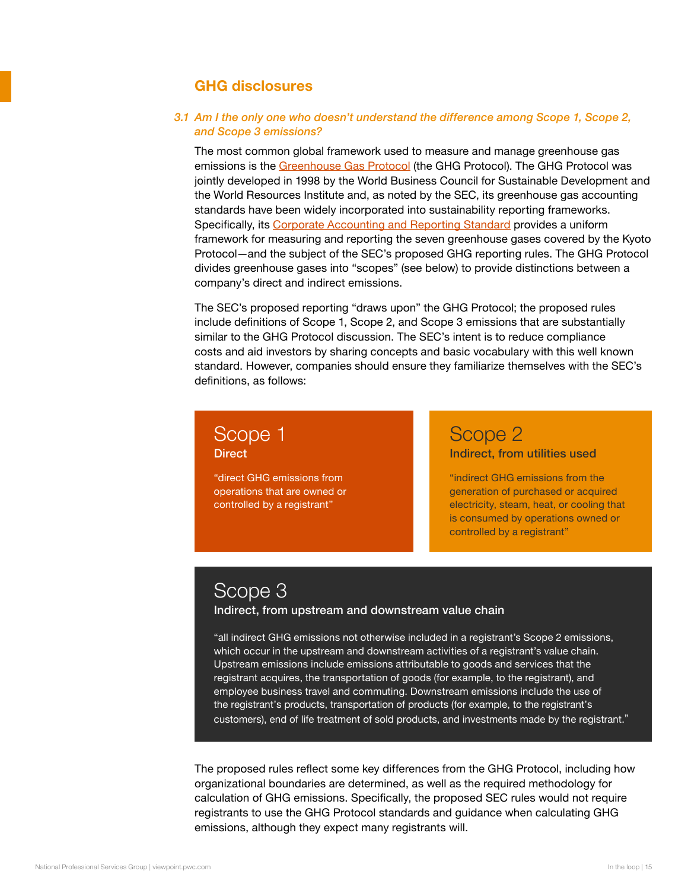## GHG disclosures

### *3.1 Am I the only one who doesn't understand the difference among Scope 1, Scope 2, and Scope 3 emissions?*

The most common global framework used to measure and manage greenhouse gas emissions is the Greenhouse Gas Protocol (the GHG Protocol). The GHG Protocol was jointly developed in 1998 by the World Business Council for Sustainable Development and the World Resources Institute and, as noted by the SEC, its greenhouse gas accounting standards have been widely incorporated into sustainability reporting frameworks. Specifically, its Corporate Accounting and Reporting Standard provides a uniform framework for measuring and reporting the seven greenhouse gases covered by the Kyoto Protocol—and the subject of the SEC's proposed GHG reporting rules. The GHG Protocol divides greenhouse gases into "scopes" (see below) to provide distinctions between a company's direct and indirect emissions.

The SEC's proposed reporting "draws upon" the GHG Protocol; the proposed rules include definitions of Scope 1, Scope 2, and Scope 3 emissions that are substantially similar to the GHG Protocol discussion. The SEC's intent is to reduce compliance costs and aid investors by sharing concepts and basic vocabulary with this well known standard. However, companies should ensure they familiarize themselves with the SEC's definitions, as follows:

#### Scope 1
**Direct**

"direct GHG emissions from operations that are owned or controlled by a registrant"

#### Scope 2
**Indirect, from utilities used**

"indirect GHG emissions from the generation of purchased or acquired electricity, steam, heat, or cooling that is consumed by operations owned or controlled by a registrant"

#### Scope 3
**Indirect, from upstream and downstream value chain**

"all indirect GHG emissions not otherwise included in a registrant's Scope 2 emissions, which occur in the upstream and downstream activities of a registrant's value chain. Upstream emissions include emissions attributable to goods and services that the registrant acquires, the transportation of goods (for example, to the registrant), and employee business travel and commuting. Downstream emissions include the use of the registrant's products, transportation of products (for example, to the registrant's customers), end of life treatment of sold products, and investments made by the registrant."

The proposed rules reflect some key differences from the GHG Protocol, including how organizational boundaries are determined, as well as the required methodology for calculation of GHG emissions. Specifically, the proposed SEC rules would not require registrants to use the GHG Protocol standards and guidance when calculating GHG emissions, although they expect many registrants will.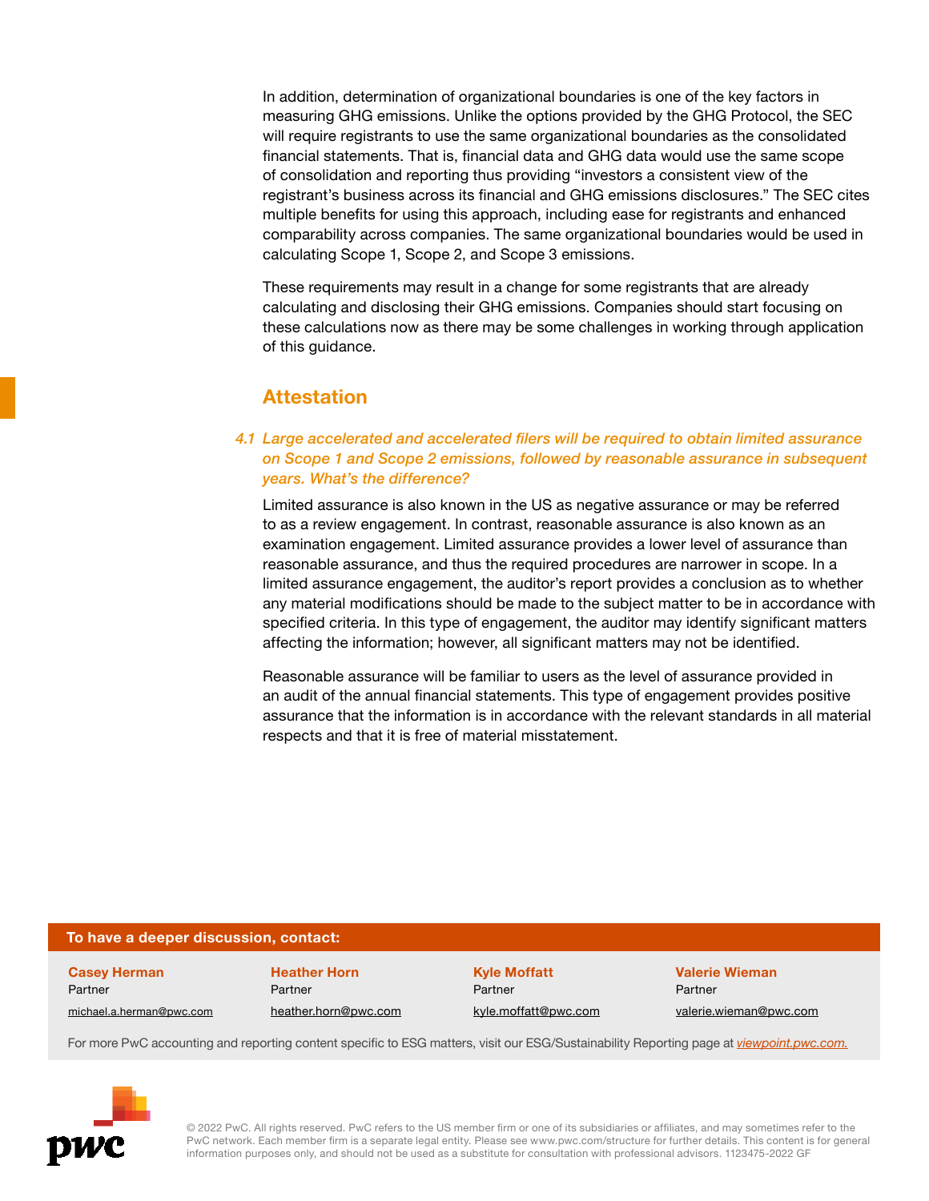In addition, determination of organizational boundaries is one of the key factors in measuring GHG emissions. Unlike the options provided by the GHG Protocol, the SEC will require registrants to use the same organizational boundaries as the consolidated financial statements. That is, financial data and GHG data would use the same scope of consolidation and reporting thus providing "investors a consistent view of the registrant's business across its financial and GHG emissions disclosures." The SEC cites multiple benefits for using this approach, including ease for registrants and enhanced comparability across companies. The same organizational boundaries would be used in calculating Scope 1, Scope 2, and Scope 3 emissions.

These requirements may result in a change for some registrants that are already calculating and disclosing their GHG emissions. Companies should start focusing on these calculations now as there may be some challenges in working through application of this guidance.

## Attestation

*4.1 Large accelerated and accelerated filers will be required to obtain limited assurance on Scope 1 and Scope 2 emissions, followed by reasonable assurance in subsequent years. What's the difference?*

Limited assurance is also known in the US as negative assurance or may be referred to as a review engagement. In contrast, reasonable assurance is also known as an examination engagement. Limited assurance provides a lower level of assurance than reasonable assurance, and thus the required procedures are narrower in scope. In a limited assurance engagement, the auditor's report provides a conclusion as to whether any material modifications should be made to the subject matter to be in accordance with specified criteria. In this type of engagement, the auditor may identify significant matters affecting the information; however, all significant matters may not be identified.

Reasonable assurance will be familiar to users as the level of assurance provided in an audit of the annual financial statements. This type of engagement provides positive assurance that the information is in accordance with the relevant standards in all material respects and that it is free of material misstatement.

**To have a deeper discussion, contact:**

| | | | |
|---|---|---|---|
| **Casey Herman** | **Heather Horn** | **Kyle Moffatt** | **Valerie Wieman** |
| Partner | Partner | Partner | Partner |
| michael.a.herman@pwc.com | heather.horn@pwc.com | kyle.moffatt@pwc.com | valerie.wieman@pwc.com |

For more PwC accounting and reporting content specific to ESG matters, visit our ESG/Sustainability Reporting page at *viewpoint.pwc.com.*

© 2022 PwC. All rights reserved. PwC refers to the US member firm or one of its subsidiaries or affiliates, and may sometimes refer to the PwC network. Each member firm is a separate legal entity. Please see www.pwc.com/structure for further details. This content is for general information purposes only, and should not be used as a substitute for consultation with professional advisors. 1123475-2022 GF